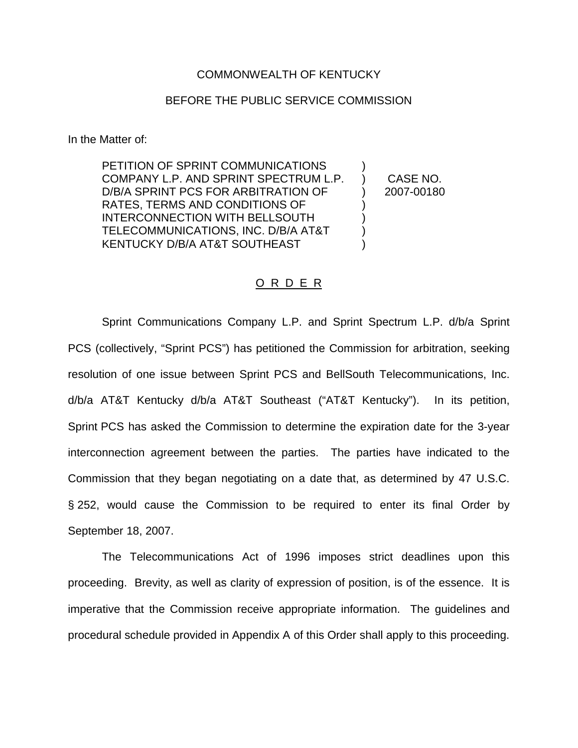COMMONWEALTH OF KENTUCKY

BEFORE THE PUBLIC SERVICE COMMISSION

In the Matter of:

| | | |
|---|---|---|
| PETITION OF SPRINT COMMUNICATIONS COMPANY L.P. AND SPRINT SPECTRUM L.P. D/B/A SPRINT PCS FOR ARBITRATION OF RATES, TERMS AND CONDITIONS OF INTERCONNECTION WITH BELLSOUTH TELECOMMUNICATIONS, INC. D/B/A AT&T KENTUCKY D/B/A AT&T SOUTHEAST | ) ) ) ) ) ) ) | CASE NO. 2007-00180 |

O R D E R

Sprint Communications Company L.P. and Sprint Spectrum L.P. d/b/a Sprint PCS (collectively, "Sprint PCS") has petitioned the Commission for arbitration, seeking resolution of one issue between Sprint PCS and BellSouth Telecommunications, Inc. d/b/a AT&T Kentucky d/b/a AT&T Southeast ("AT&T Kentucky"). In its petition, Sprint PCS has asked the Commission to determine the expiration date for the 3-year interconnection agreement between the parties. The parties have indicated to the Commission that they began negotiating on a date that, as determined by 47 U.S.C. § 252, would cause the Commission to be required to enter its final Order by September 18, 2007.

The Telecommunications Act of 1996 imposes strict deadlines upon this proceeding. Brevity, as well as clarity of expression of position, is of the essence. It is imperative that the Commission receive appropriate information. The guidelines and procedural schedule provided in Appendix A of this Order shall apply to this proceeding.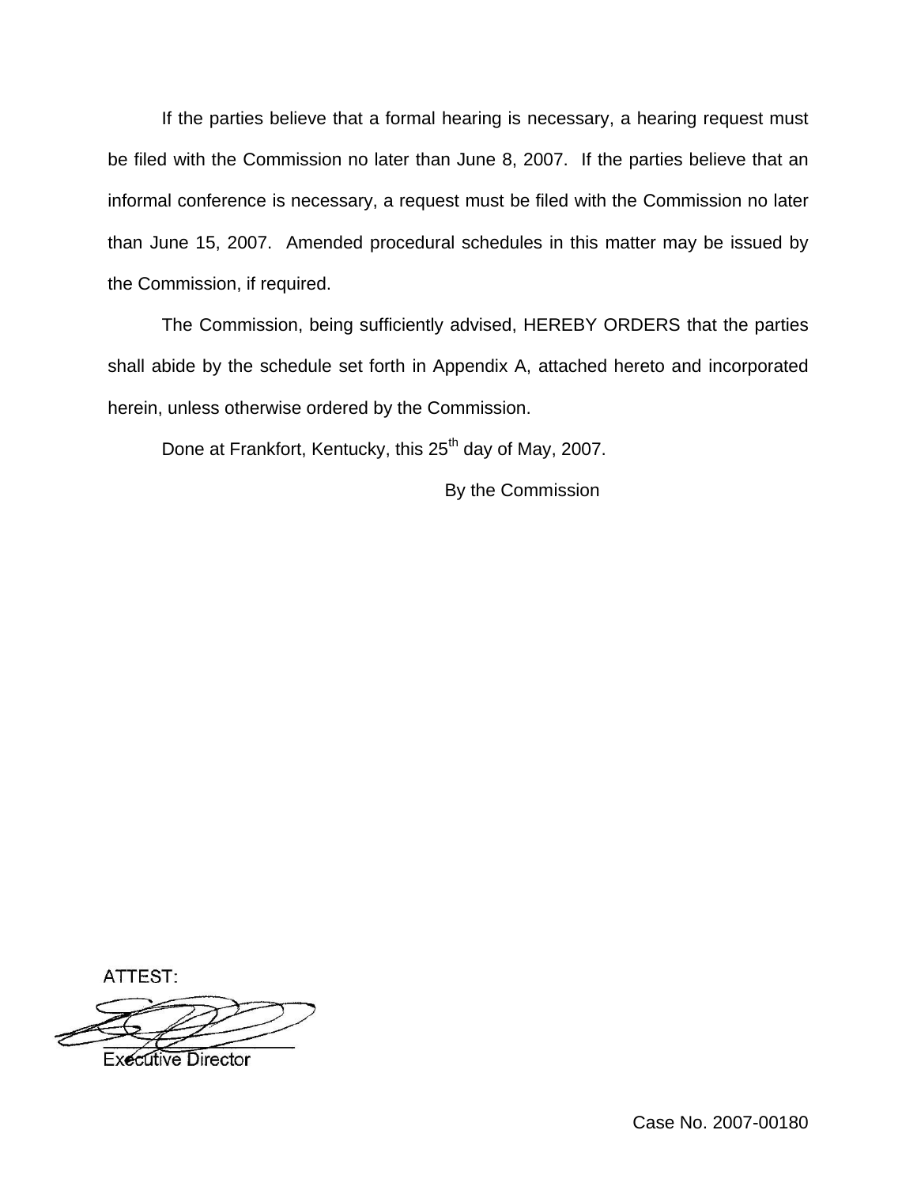If the parties believe that a formal hearing is necessary, a hearing request must be filed with the Commission no later than June 8, 2007. If the parties believe that an informal conference is necessary, a request must be filed with the Commission no later than June 15, 2007. Amended procedural schedules in this matter may be issued by the Commission, if required.

The Commission, being sufficiently advised, HEREBY ORDERS that the parties shall abide by the schedule set forth in Appendix A, attached hereto and incorporated herein, unless otherwise ordered by the Commission.

Done at Frankfort, Kentucky, this 25th day of May, 2007.

By the Commission

ATTEST:

Executive Director

Case No. 2007-00180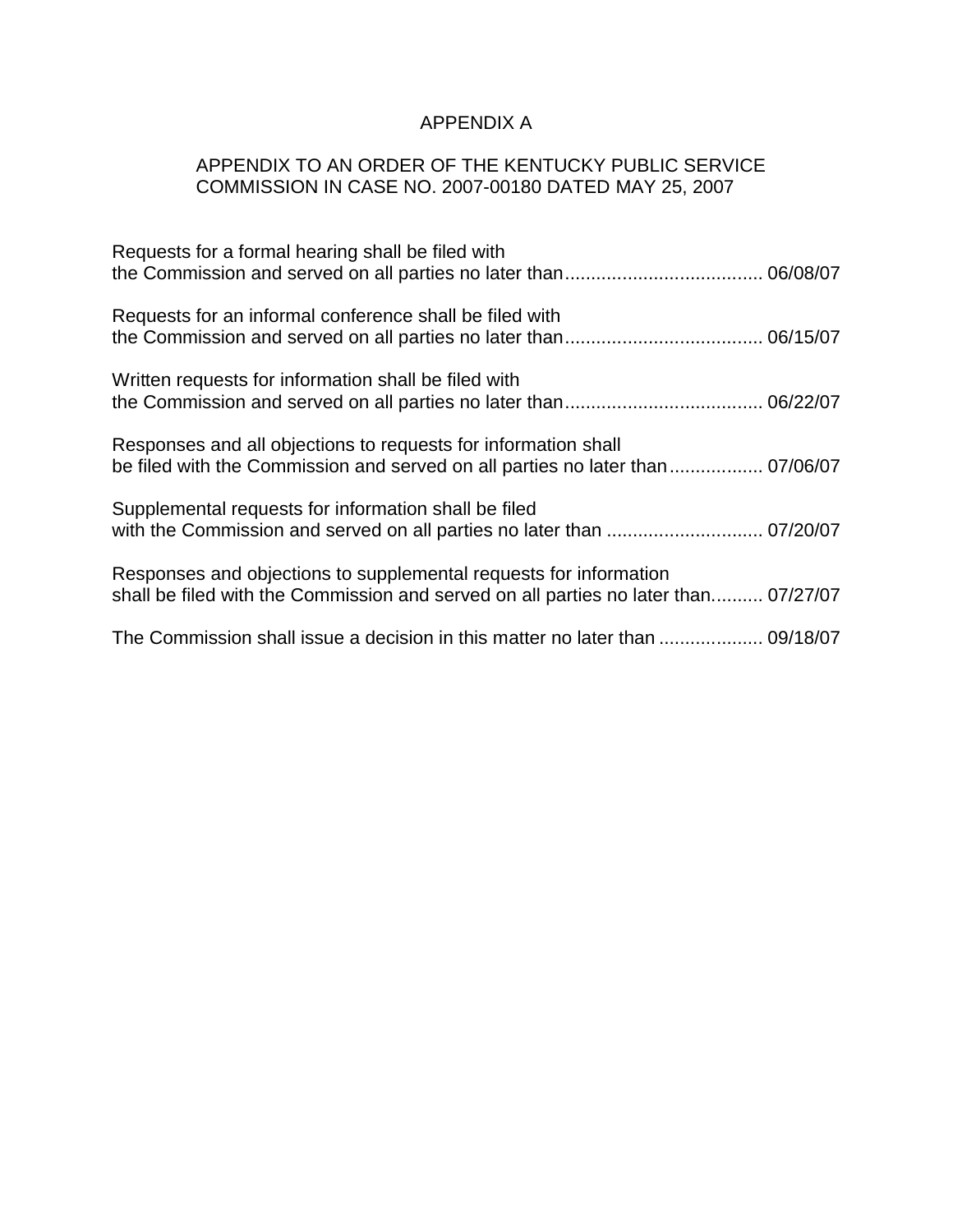# APPENDIX A

## APPENDIX TO AN ORDER OF THE KENTUCKY PUBLIC SERVICE COMMISSION IN CASE NO. 2007-00180 DATED MAY 25, 2007

Requests for a formal hearing shall be filed with the Commission and served on all parties no later than...................................... 06/08/07

Requests for an informal conference shall be filed with the Commission and served on all parties no later than...................................... 06/15/07

Written requests for information shall be filed with the Commission and served on all parties no later than...................................... 06/22/07

Responses and all objections to requests for information shall be filed with the Commission and served on all parties no later than.................. 07/06/07

Supplemental requests for information shall be filed with the Commission and served on all parties no later than .............................. 07/20/07

Responses and objections to supplemental requests for information shall be filed with the Commission and served on all parties no later than.......... 07/27/07

The Commission shall issue a decision in this matter no later than .................... 09/18/07